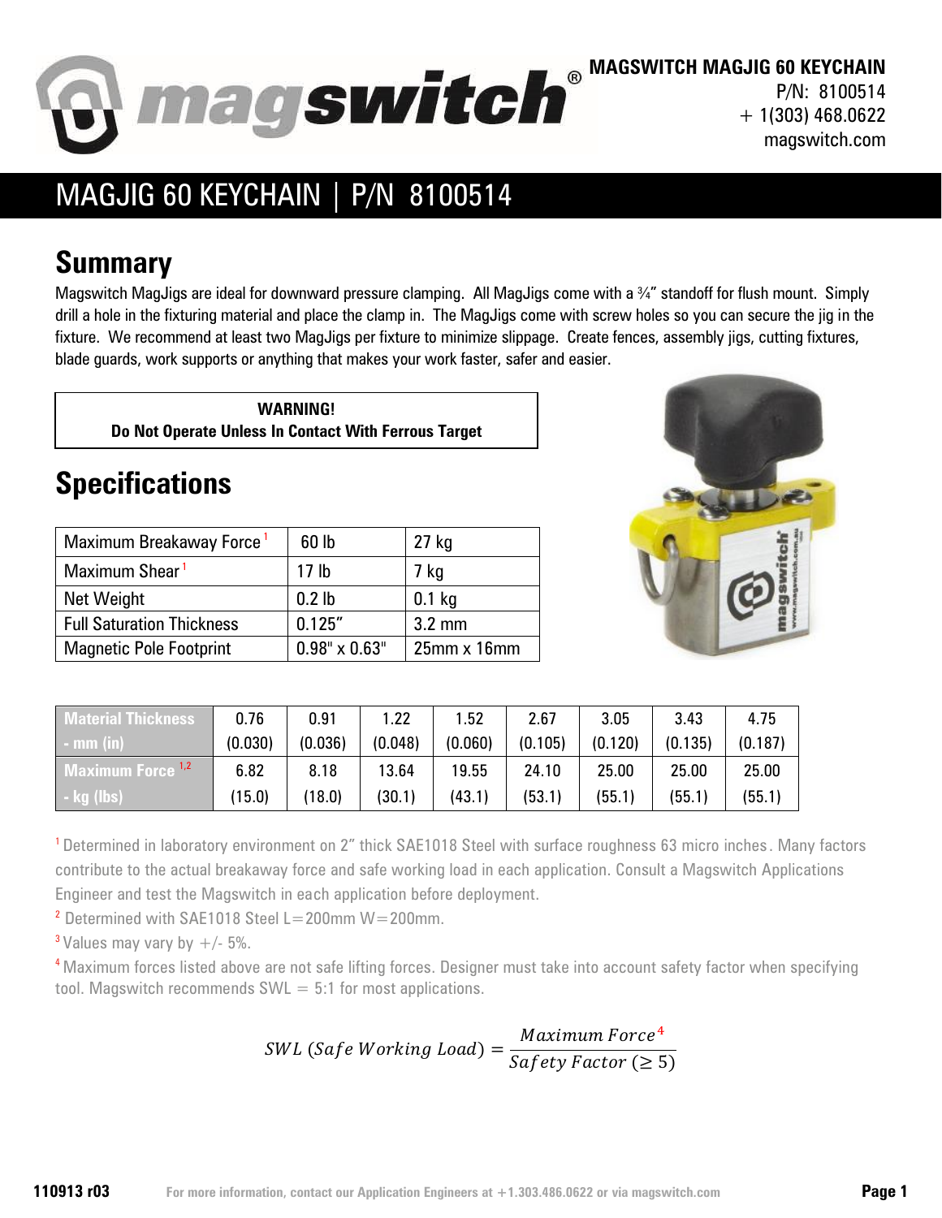**MAGSWITCH MAGJIG 60 KEYCHAIN**
P/N: 8100514
+ 1(303) 468.0622
magswitch.com

# MAGJIG 60 KEYCHAIN | P/N 8100514

## Summary

Magswitch MagJigs are ideal for downward pressure clamping. All MagJigs come with a ¾" standoff for flush mount. Simply drill a hole in the fixturing material and place the clamp in. The MagJigs come with screw holes so you can secure the jig in the fixture. We recommend at least two MagJigs per fixture to minimize slippage. Create fences, assembly jigs, cutting fixtures, blade guards, work supports or anything that makes your work faster, safer and easier.

**WARNING!**
**Do Not Operate Unless In Contact With Ferrous Target**

## Specifications

| | | |
|---|---|---|
| Maximum Breakaway Force [1] | 60 lb | 27 kg |
| Maximum Shear [1] | 17 lb | 7 kg |
| Net Weight | 0.2 lb | 0.1 kg |
| Full Saturation Thickness | 0.125" | 3.2 mm |
| Magnetic Pole Footprint | 0.98" x 0.63" | 25mm x 16mm |

| Material Thickness - mm (in) | 0.76 (0.030) | 0.91 (0.036) | 1.22 (0.048) | 1.52 (0.060) | 2.67 (0.105) | 3.05 (0.120) | 3.43 (0.135) | 4.75 (0.187) |
|---|---|---|---|---|---|---|---|---|
| Maximum Force [1,2] - kg (lbs) | 6.82 (15.0) | 8.18 (18.0) | 13.64 (30.1) | 19.55 (43.1) | 24.10 (53.1) | 25.00 (55.1) | 25.00 (55.1) | 25.00 (55.1) |

[1] Determined in laboratory environment on 2" thick SAE1018 Steel with surface roughness 63 micro inches. Many factors contribute to the actual breakaway force and safe working load in each application. Consult a Magswitch Applications Engineer and test the Magswitch in each application before deployment.

[2] Determined with SAE1018 Steel L=200mm W=200mm.

[3] Values may vary by +/- 5%.

[4] Maximum forces listed above are not safe lifting forces. Designer must take into account safety factor when specifying tool. Magswitch recommends SWL = 5:1 for most applications.

$$SWL\ (Safe\ Working\ Load) = \frac{Maximum\ Force^{4}}{Safety\ Factor\ (\geq 5)}$$

110913 r03

For more information, contact our Application Engineers at +1.303.486.0622 or via magswitch.com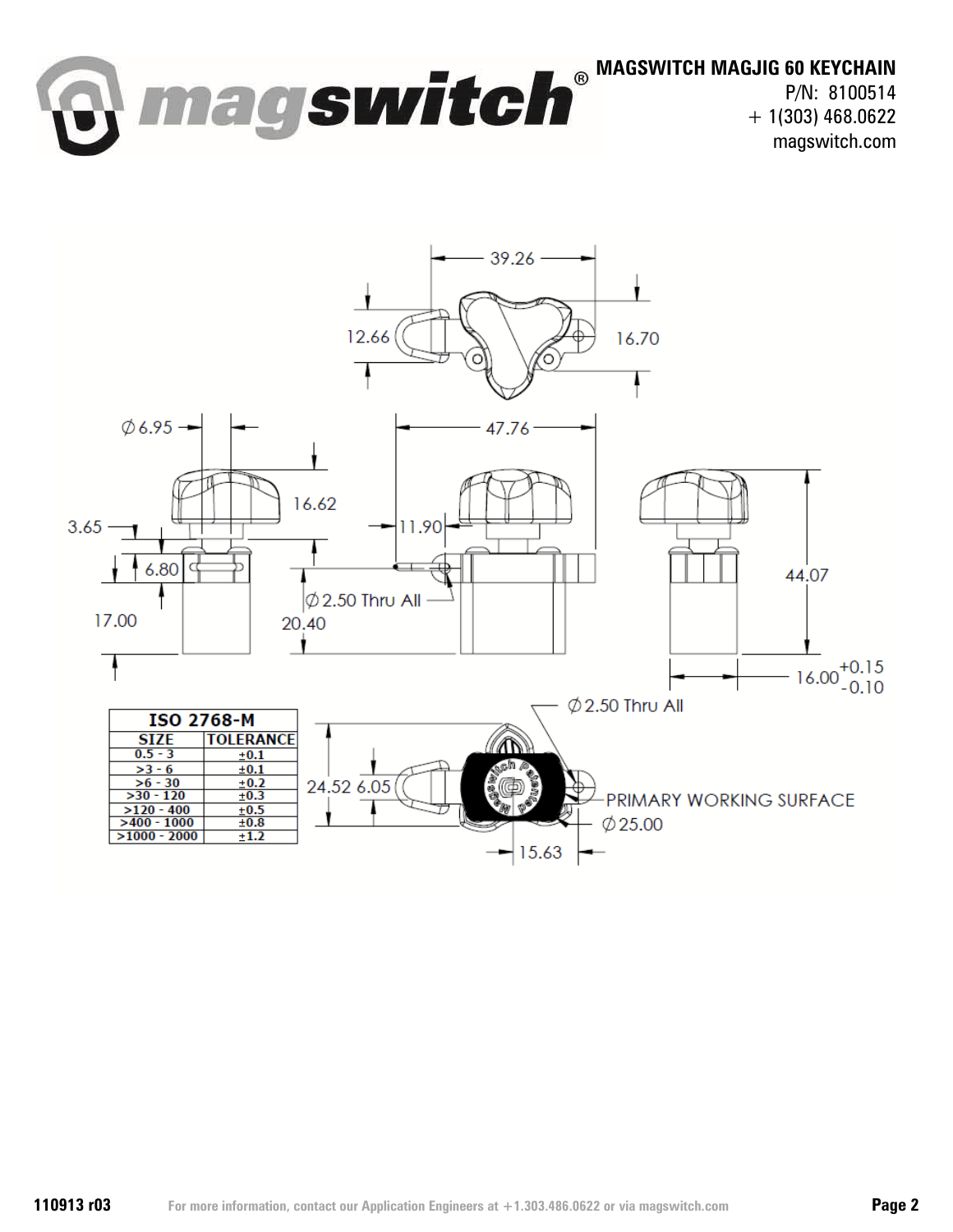**MAGSWITCH MAGJIG 60 KEYCHAIN**

P/N: 8100514

+ 1(303) 468.0622

magswitch.com

39.26

12.66

16.70

Ø 6.95

47.76

16.62

3.65

11.90

6.80

Ø 2.50 Thru All

17.00

20.40

44.07

$16.00^{+0.15}_{-0.10}$

Ø 2.50 Thru All

| ISO 2768-M | |
|---|---|
| SIZE | TOLERANCE |
| 0.5 - 3 | ±0.1 |
| >3 - 6 | ±0.1 |
| >6 - 30 | ±0.2 |
| >30 - 120 | ±0.3 |
| >120 - 400 | ±0.5 |
| >400 - 1000 | ±0.8 |
| >1000 - 2000 | ±1.2 |

24.52 6.05

PRIMARY WORKING SURFACE

Ø 25.00

15.63

110913 r03

For more information, contact our Application Engineers at +1.303.486.0622 or via magswitch.com